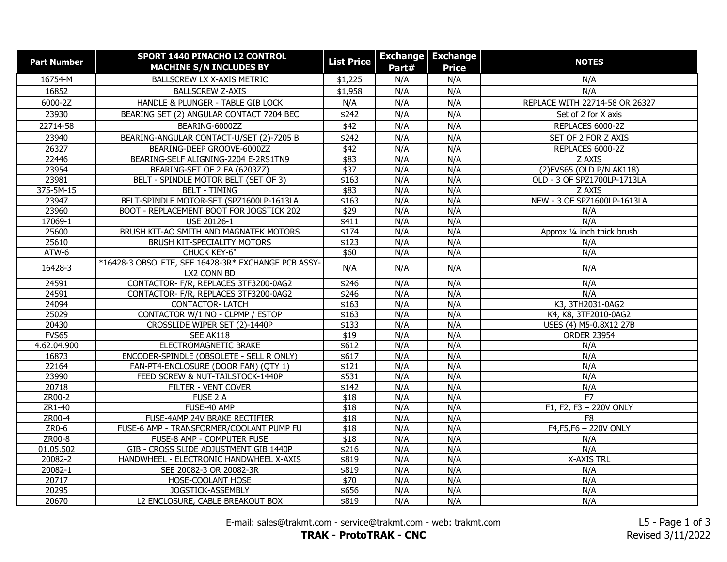| Part Number | SPORT 1440 PINACHO L2 CONTROL MACHINE S/N INCLUDES BY | List Price | Exchange Part# | Exchange Price | NOTES |
|---|---|---|---|---|---|
| 16754-M | BALLSCREW LX X-AXIS METRIC | $1,225 | N/A | N/A | N/A |
| 16852 | BALLSCREW Z-AXIS | $1,958 | N/A | N/A | N/A |
| 6000-2Z | HANDLE & PLUNGER - TABLE GIB LOCK | N/A | N/A | N/A | REPLACE WITH 22714-58 OR 26327 |
| 23930 | BEARING SET (2) ANGULAR CONTACT 7204 BEC | $242 | N/A | N/A | Set of 2 for X axis |
| 22714-58 | BEARING-6000ZZ | $42 | N/A | N/A | REPLACES 6000-2Z |
| 23940 | BEARING-ANGULAR CONTACT-U/SET (2)-7205 B | $242 | N/A | N/A | SET OF 2 FOR Z AXIS |
| 26327 | BEARING-DEEP GROOVE-6000ZZ | $42 | N/A | N/A | REPLACES 6000-2Z |
| 22446 | BEARING-SELF ALIGNING-2204 E-2RS1TN9 | $83 | N/A | N/A | Z AXIS |
| 23954 | BEARING-SET OF 2 EA (6203ZZ) | $37 | N/A | N/A | (2)FVS65 (OLD P/N AK118) |
| 23981 | BELT - SPINDLE MOTOR BELT (SET OF 3) | $163 | N/A | N/A | OLD - 3 OF SPZ1700LP-1713LA |
| 375-5M-15 | BELT - TIMING | $83 | N/A | N/A | Z AXIS |
| 23947 | BELT-SPINDLE MOTOR-SET (SPZ1600LP-1613LA | $163 | N/A | N/A | NEW - 3 OF SPZ1600LP-1613LA |
| 23960 | BOOT - REPLACEMENT BOOT FOR JOGSTICK 202 | $29 | N/A | N/A | N/A |
| 17069-1 | USE 20126-1 | $411 | N/A | N/A | N/A |
| 25600 | BRUSH KIT-AO SMITH AND MAGNATEK MOTORS | $174 | N/A | N/A | Approx ¼ inch thick brush |
| 25610 | BRUSH KIT-SPECIALITY MOTORS | $123 | N/A | N/A | N/A |
| ATW-6 | CHUCK KEY-6" | $60 | N/A | N/A | N/A |
| 16428-3 | *16428-3 OBSOLETE, SEE 16428-3R* EXCHANGE PCB ASSY-LX2 CONN BD | N/A | N/A | N/A | N/A |
| 24591 | CONTACTOR- F/R, REPLACES 3TF3200-0AG2 | $246 | N/A | N/A | N/A |
| 24591 | CONTACTOR- F/R, REPLACES 3TF3200-0AG2 | $246 | N/A | N/A | N/A |
| 24094 | CONTACTOR- LATCH | $163 | N/A | N/A | K3, 3TH2031-0AG2 |
| 25029 | CONTACTOR W/1 NO - CLPMP / ESTOP | $163 | N/A | N/A | K4, K8, 3TF2010-0AG2 |
| 20430 | CROSSLIDE WIPER SET (2)-1440P | $133 | N/A | N/A | USES (4) M5-0.8X12 27B |
| FVS65 | SEE AK118 | $19 | N/A | N/A | ORDER 23954 |
| 4.62.04.900 | ELECTROMAGNETIC BRAKE | $612 | N/A | N/A | N/A |
| 16873 | ENCODER-SPINDLE (OBSOLETE - SELL R ONLY) | $617 | N/A | N/A | N/A |
| 22164 | FAN-PT4-ENCLOSURE (DOOR FAN) (QTY 1) | $121 | N/A | N/A | N/A |
| 23990 | FEED SCREW & NUT-TAILSTOCK-1440P | $531 | N/A | N/A | N/A |
| 20718 | FILTER - VENT COVER | $142 | N/A | N/A | N/A |
| ZR00-2 | FUSE 2 A | $18 | N/A | N/A | F7 |
| ZR1-40 | FUSE-40 AMP | $18 | N/A | N/A | F1, F2, F3 – 220V ONLY |
| ZR00-4 | FUSE-4AMP 24V BRAKE RECTIFIER | $18 | N/A | N/A | F8 |
| ZR0-6 | FUSE-6 AMP - TRANSFORMER/COOLANT PUMP FU | $18 | N/A | N/A | F4,F5,F6 – 220V ONLY |
| ZR00-8 | FUSE-8 AMP - COMPUTER FUSE | $18 | N/A | N/A | N/A |
| 01.05.502 | GIB - CROSS SLIDE ADJUSTMENT GIB 1440P | $216 | N/A | N/A | N/A |
| 20082-2 | HANDWHEEL - ELECTRONIC HANDWHEEL X-AXIS | $819 | N/A | N/A | X-AXIS TRL |
| 20082-1 | SEE 20082-3 OR 20082-3R | $819 | N/A | N/A | N/A |
| 20717 | HOSE-COOLANT HOSE | $70 | N/A | N/A | N/A |
| 20295 | JOGSTICK-ASSEMBLY | $656 | N/A | N/A | N/A |
| 20670 | L2 ENCLOSURE, CABLE BREAKOUT BOX | $819 | N/A | N/A | N/A |

E-mail: sales@trakmt.com - service@trakmt.com - web: trakmt.com

**TRAK - ProtoTRAK - CNC**

Revised 3/11/2022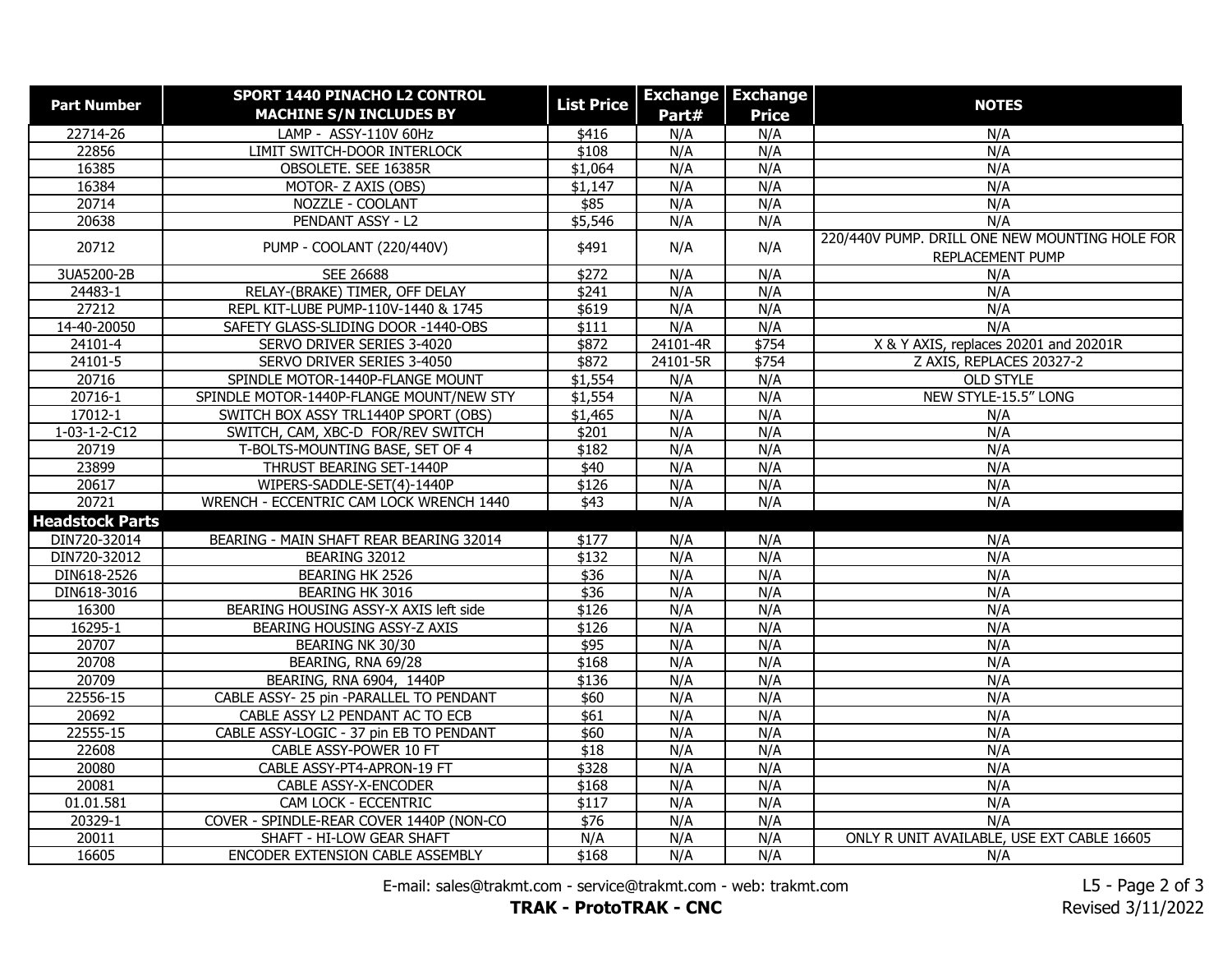| Part Number | SPORT 1440 PINACHO L2 CONTROL MACHINE S/N INCLUDES BY | List Price | Exchange Part# | Exchange Price | NOTES |
|---|---|---|---|---|---|
| 22714-26 | LAMP - ASSY-110V 60Hz | $416 | N/A | N/A | N/A |
| 22856 | LIMIT SWITCH-DOOR INTERLOCK | $108 | N/A | N/A | N/A |
| 16385 | OBSOLETE. SEE 16385R | $1,064 | N/A | N/A | N/A |
| 16384 | MOTOR- Z AXIS (OBS) | $1,147 | N/A | N/A | N/A |
| 20714 | NOZZLE - COOLANT | $85 | N/A | N/A | N/A |
| 20638 | PENDANT ASSY - L2 | $5,546 | N/A | N/A | N/A |
| 20712 | PUMP - COOLANT (220/440V) | $491 | N/A | N/A | 220/440V PUMP. DRILL ONE NEW MOUNTING HOLE FOR REPLACEMENT PUMP |
| 3UA5200-2B | SEE 26688 | $272 | N/A | N/A | N/A |
| 24483-1 | RELAY-(BRAKE) TIMER, OFF DELAY | $241 | N/A | N/A | N/A |
| 27212 | REPL KIT-LUBE PUMP-110V-1440 & 1745 | $619 | N/A | N/A | N/A |
| 14-40-20050 | SAFETY GLASS-SLIDING DOOR -1440-OBS | $111 | N/A | N/A | N/A |
| 24101-4 | SERVO DRIVER SERIES 3-4020 | $872 | 24101-4R | $754 | X & Y AXIS, replaces 20201 and 20201R |
| 24101-5 | SERVO DRIVER SERIES 3-4050 | $872 | 24101-5R | $754 | Z AXIS, REPLACES 20327-2 |
| 20716 | SPINDLE MOTOR-1440P-FLANGE MOUNT | $1,554 | N/A | N/A | OLD STYLE |
| 20716-1 | SPINDLE MOTOR-1440P-FLANGE MOUNT/NEW STY | $1,554 | N/A | N/A | NEW STYLE-15.5" LONG |
| 17012-1 | SWITCH BOX ASSY TRL1440P SPORT (OBS) | $1,465 | N/A | N/A | N/A |
| 1-03-1-2-C12 | SWITCH, CAM, XBC-D FOR/REV SWITCH | $201 | N/A | N/A | N/A |
| 20719 | T-BOLTS-MOUNTING BASE, SET OF 4 | $182 | N/A | N/A | N/A |
| 23899 | THRUST BEARING SET-1440P | $40 | N/A | N/A | N/A |
| 20617 | WIPERS-SADDLE-SET(4)-1440P | $126 | N/A | N/A | N/A |
| 20721 | WRENCH - ECCENTRIC CAM LOCK WRENCH 1440 | $43 | N/A | N/A | N/A |
| **Headstock Parts** | | | | | |
| DIN720-32014 | BEARING - MAIN SHAFT REAR BEARING 32014 | $177 | N/A | N/A | N/A |
| DIN720-32012 | BEARING 32012 | $132 | N/A | N/A | N/A |
| DIN618-2526 | BEARING HK 2526 | $36 | N/A | N/A | N/A |
| DIN618-3016 | BEARING HK 3016 | $36 | N/A | N/A | N/A |
| 16300 | BEARING HOUSING ASSY-X AXIS left side | $126 | N/A | N/A | N/A |
| 16295-1 | BEARING HOUSING ASSY-Z AXIS | $126 | N/A | N/A | N/A |
| 20707 | BEARING NK 30/30 | $95 | N/A | N/A | N/A |
| 20708 | BEARING, RNA 69/28 | $168 | N/A | N/A | N/A |
| 20709 | BEARING, RNA 6904, 1440P | $136 | N/A | N/A | N/A |
| 22556-15 | CABLE ASSY- 25 pin -PARALLEL TO PENDANT | $60 | N/A | N/A | N/A |
| 20692 | CABLE ASSY L2 PENDANT AC TO ECB | $61 | N/A | N/A | N/A |
| 22555-15 | CABLE ASSY-LOGIC - 37 pin EB TO PENDANT | $60 | N/A | N/A | N/A |
| 22608 | CABLE ASSY-POWER 10 FT | $18 | N/A | N/A | N/A |
| 20080 | CABLE ASSY-PT4-APRON-19 FT | $328 | N/A | N/A | N/A |
| 20081 | CABLE ASSY-X-ENCODER | $168 | N/A | N/A | N/A |
| 01.01.581 | CAM LOCK - ECCENTRIC | $117 | N/A | N/A | N/A |
| 20329-1 | COVER - SPINDLE-REAR COVER 1440P (NON-CO | $76 | N/A | N/A | N/A |
| 20011 | SHAFT - HI-LOW GEAR SHAFT | N/A | N/A | N/A | ONLY R UNIT AVAILABLE, USE EXT CABLE 16605 |
| 16605 | ENCODER EXTENSION CABLE ASSEMBLY | $168 | N/A | N/A | N/A |

E-mail: sales@trakmt.com - service@trakmt.com - web: trakmt.com

**TRAK - ProtoTRAK - CNC**

Revised 3/11/2022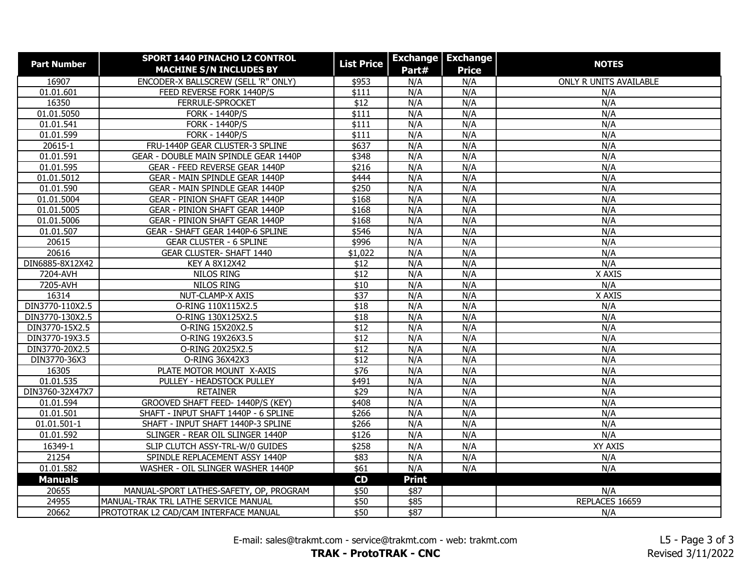| Part Number | SPORT 1440 PINACHO L2 CONTROL MACHINE S/N INCLUDES BY | List Price | Exchange Part# | Exchange Price | NOTES |
|---|---|---|---|---|---|
| 16907 | ENCODER-X BALLSCREW (SELL 'R" ONLY) | $953 | N/A | N/A | ONLY R UNITS AVAILABLE |
| 01.01.601 | FEED REVERSE FORK 1440P/S | $111 | N/A | N/A | N/A |
| 16350 | FERRULE-SPROCKET | $12 | N/A | N/A | N/A |
| 01.01.5050 | FORK - 1440P/S | $111 | N/A | N/A | N/A |
| 01.01.541 | FORK - 1440P/S | $111 | N/A | N/A | N/A |
| 01.01.599 | FORK - 1440P/S | $111 | N/A | N/A | N/A |
| 20615-1 | FRU-1440P GEAR CLUSTER-3 SPLINE | $637 | N/A | N/A | N/A |
| 01.01.591 | GEAR - DOUBLE MAIN SPINDLE GEAR 1440P | $348 | N/A | N/A | N/A |
| 01.01.595 | GEAR - FEED REVERSE GEAR 1440P | $216 | N/A | N/A | N/A |
| 01.01.5012 | GEAR - MAIN SPINDLE GEAR 1440P | $444 | N/A | N/A | N/A |
| 01.01.590 | GEAR - MAIN SPINDLE GEAR 1440P | $250 | N/A | N/A | N/A |
| 01.01.5004 | GEAR - PINION SHAFT GEAR 1440P | $168 | N/A | N/A | N/A |
| 01.01.5005 | GEAR - PINION SHAFT GEAR 1440P | $168 | N/A | N/A | N/A |
| 01.01.5006 | GEAR - PINION SHAFT GEAR 1440P | $168 | N/A | N/A | N/A |
| 01.01.507 | GEAR - SHAFT GEAR 1440P-6 SPLINE | $546 | N/A | N/A | N/A |
| 20615 | GEAR CLUSTER - 6 SPLINE | $996 | N/A | N/A | N/A |
| 20616 | GEAR CLUSTER- SHAFT 1440 | $1,022 | N/A | N/A | N/A |
| DIN6885-8X12X42 | KEY A 8X12X42 | $12 | N/A | N/A | N/A |
| 7204-AVH | NILOS RING | $12 | N/A | N/A | X AXIS |
| 7205-AVH | NILOS RING | $10 | N/A | N/A | N/A |
| 16314 | NUT-CLAMP-X AXIS | $37 | N/A | N/A | X AXIS |
| DIN3770-110X2.5 | O-RING 110X115X2.5 | $18 | N/A | N/A | N/A |
| DIN3770-130X2.5 | O-RING 130X125X2.5 | $18 | N/A | N/A | N/A |
| DIN3770-15X2.5 | O-RING 15X20X2.5 | $12 | N/A | N/A | N/A |
| DIN3770-19X3.5 | O-RING 19X26X3.5 | $12 | N/A | N/A | N/A |
| DIN3770-20X2.5 | O-RING 20X25X2.5 | $12 | N/A | N/A | N/A |
| DIN3770-36X3 | O-RING 36X42X3 | $12 | N/A | N/A | N/A |
| 16305 | PLATE MOTOR MOUNT X-AXIS | $76 | N/A | N/A | N/A |
| 01.01.535 | PULLEY - HEADSTOCK PULLEY | $491 | N/A | N/A | N/A |
| DIN3760-32X47X7 | RETAINER | $29 | N/A | N/A | N/A |
| 01.01.594 | GROOVED SHAFT FEED- 1440P/S (KEY) | $408 | N/A | N/A | N/A |
| 01.01.501 | SHAFT - INPUT SHAFT 1440P - 6 SPLINE | $266 | N/A | N/A | N/A |
| 01.01.501-1 | SHAFT - INPUT SHAFT 1440P-3 SPLINE | $266 | N/A | N/A | N/A |
| 01.01.592 | SLINGER - REAR OIL SLINGER 1440P | $126 | N/A | N/A | N/A |
| 16349-1 | SLIP CLUTCH ASSY-TRL-W/0 GUIDES | $258 | N/A | N/A | XY AXIS |
| 21254 | SPINDLE REPLACEMENT ASSY 1440P | $83 | N/A | N/A | N/A |
| 01.01.582 | WASHER - OIL SLINGER WASHER 1440P | $61 | N/A | N/A | N/A |
| **Manuals** | | **CD** | **Print** | | |
| 20655 | MANUAL-SPORT LATHES-SAFETY, OP, PROGRAM | $50 | $87 | | N/A |
| 24955 | MANUAL-TRAK TRL LATHE SERVICE MANUAL | $50 | $85 | | REPLACES 16659 |
| 20662 | PROTOTRAK L2 CAD/CAM INTERFACE MANUAL | $50 | $87 | | N/A |

E-mail: sales@trakmt.com - service@trakmt.com - web: trakmt.com

**TRAK - ProtoTRAK - CNC**

Revised 3/11/2022